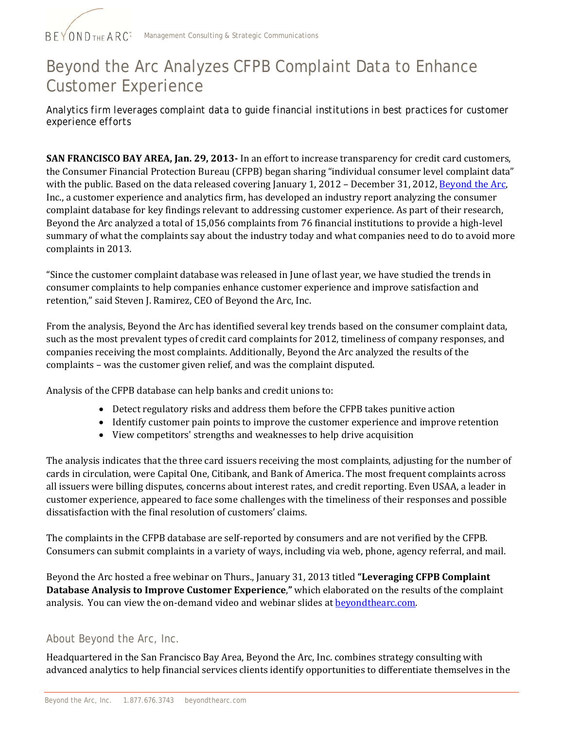# Beyond the Arc Analyzes CFPB Complaint Data to Enhance Customer Experience

*Analytics firm leverages complaint data to guide financial institutions in best practices for customer experience efforts*

**SAN FRANCISCO BAY AREA, Jan. 29, 2013-** In an effort to increase transparency for credit card customers, the Consumer Financial Protection Bureau (CFPB) began sharing "individual consumer level complaint data" with the public. Based on the data released covering January 1, 2012 – December 31, 2012, [Beyond the Arc](), Inc., a customer experience and analytics firm, has developed an industry report analyzing the consumer complaint database for key findings relevant to addressing customer experience. As part of their research, Beyond the Arc analyzed a total of 15,056 complaints from 76 financial institutions to provide a high-level summary of what the complaints say about the industry today and what companies need to do to avoid more complaints in 2013.

"Since the customer complaint database was released in June of last year, we have studied the trends in consumer complaints to help companies enhance customer experience and improve satisfaction and retention," said Steven J. Ramirez, CEO of Beyond the Arc, Inc.

From the analysis, Beyond the Arc has identified several key trends based on the consumer complaint data, such as the most prevalent types of credit card complaints for 2012, timeliness of company responses, and companies receiving the most complaints. Additionally, Beyond the Arc analyzed the results of the complaints – was the customer given relief, and was the complaint disputed.

Analysis of the CFPB database can help banks and credit unions to:

- Detect regulatory risks and address them before the CFPB takes punitive action
- Identify customer pain points to improve the customer experience and improve retention
- View competitors' strengths and weaknesses to help drive acquisition

The analysis indicates that the three card issuers receiving the most complaints, adjusting for the number of cards in circulation, were Capital One, Citibank, and Bank of America. The most frequent complaints across all issuers were billing disputes, concerns about interest rates, and credit reporting. Even USAA, a leader in customer experience, appeared to face some challenges with the timeliness of their responses and possible dissatisfaction with the final resolution of customers' claims.

The complaints in the CFPB database are self-reported by consumers and are not verified by the CFPB. Consumers can submit complaints in a variety of ways, including via web, phone, agency referral, and mail.

Beyond the Arc hosted a free webinar on Thurs., January 31, 2013 titled **"Leveraging CFPB Complaint Database Analysis to Improve Customer Experience,"** which elaborated on the results of the complaint analysis. You can view the on-demand video and webinar slides at [beyondthearc.com]().

## About Beyond the Arc, Inc.

Headquartered in the San Francisco Bay Area, Beyond the Arc, Inc. combines strategy consulting with advanced analytics to help financial services clients identify opportunities to differentiate themselves in the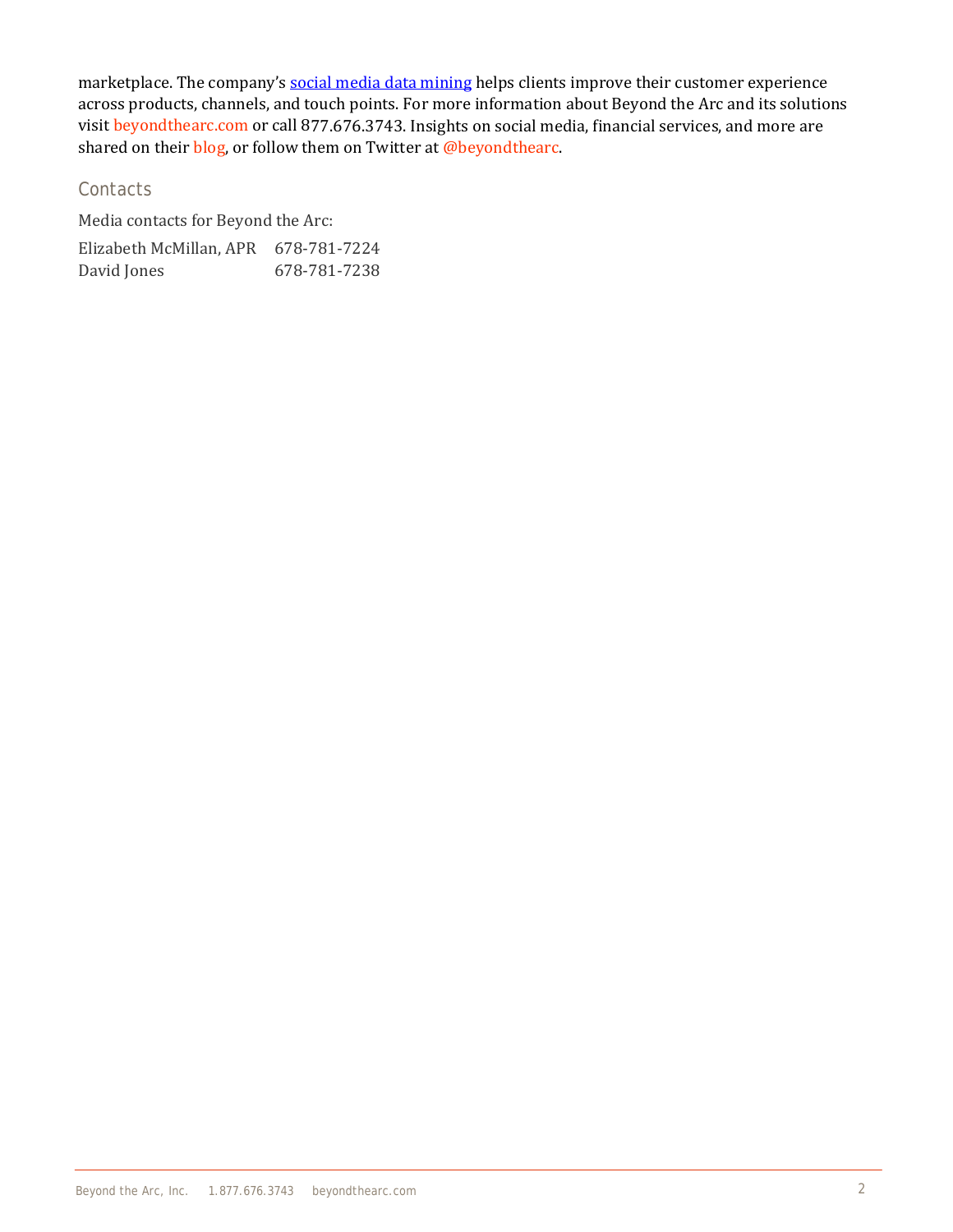marketplace. The company's social media data mining helps clients improve their customer experience across products, channels, and touch points. For more information about Beyond the Arc and its solutions visit beyondthearc.com or call 877.676.3743. Insights on social media, financial services, and more are shared on their blog, or follow them on Twitter at @beyondthearc.

## Contacts

Media contacts for Beyond the Arc:

| | |
|---|---|
| Elizabeth McMillan, APR | 678-781-7224 |
| David Jones | 678-781-7238 |